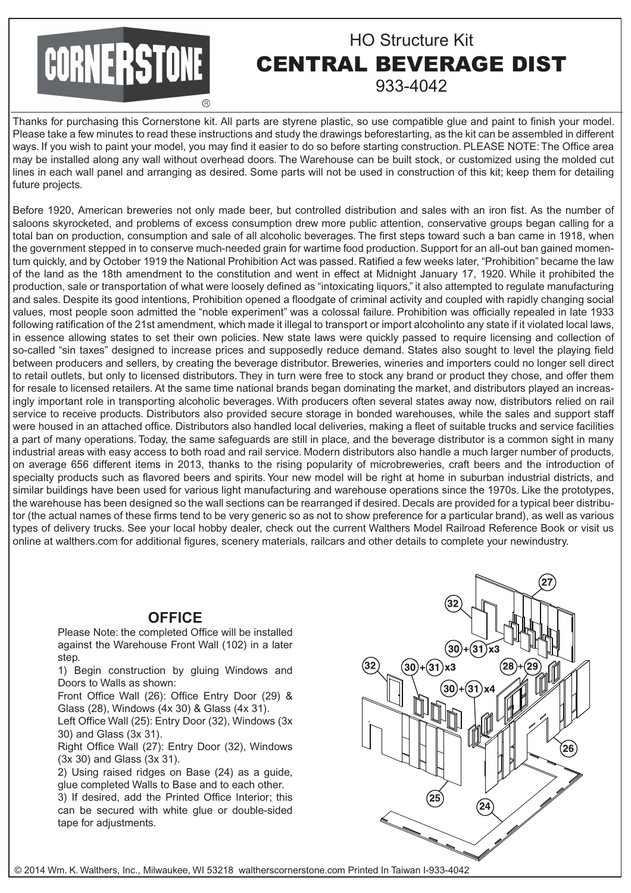# CORNERSTONE®

## HO Structure Kit
# CENTRAL BEVERAGE DIST
933-4042

Thanks for purchasing this Cornerstone kit. All parts are styrene plastic, so use compatible glue and paint to finish your model. Please take a few minutes to read these instructions and study the drawings beforestarting, as the kit can be assembled in different ways. If you wish to paint your model, you may find it easier to do so before starting construction. PLEASE NOTE: The Office area may be installed along any wall without overhead doors. The Warehouse can be built stock, or customized using the molded cut lines in each wall panel and arranging as desired. Some parts will not be used in construction of this kit; keep them for detailing future projects.

Before 1920, American breweries not only made beer, but controlled distribution and sales with an iron fist. As the number of saloons skyrocketed, and problems of excess consumption drew more public attention, conservative groups began calling for a total ban on production, consumption and sale of all alcoholic beverages. The first steps toward such a ban came in 1918, when the government stepped in to conserve much-needed grain for wartime food production. Support for an all-out ban gained momentum quickly, and by October 1919 the National Prohibition Act was passed. Ratified a few weeks later, "Prohibition" became the law of the land as the 18th amendment to the constitution and went in effect at Midnight January 17, 1920. While it prohibited the production, sale or transportation of what were loosely defined as "intoxicating liquors," it also attempted to regulate manufacturing and sales. Despite its good intentions, Prohibition opened a floodgate of criminal activity and coupled with rapidly changing social values, most people soon admitted the "noble experiment" was a colossal failure. Prohibition was officially repealed in late 1933 following ratification of the 21st amendment, which made it illegal to transport or import alcoholinto any state if it violated local laws, in essence allowing states to set their own policies. New state laws were quickly passed to require licensing and collection of so-called "sin taxes" designed to increase prices and supposedly reduce demand. States also sought to level the playing field between producers and sellers, by creating the beverage distributor. Breweries, wineries and importers could no longer sell direct to retail outlets, but only to licensed distributors. They in turn were free to stock any brand or product they chose, and offer them for resale to licensed retailers. At the same time national brands began dominating the market, and distributors played an increasingly important role in transporting alcoholic beverages. With producers often several states away now, distributors relied on rail service to receive products. Distributors also provided secure storage in bonded warehouses, while the sales and support staff were housed in an attached office. Distributors also handled local deliveries, making a fleet of suitable trucks and service facilities a part of many operations. Today, the same safeguards are still in place, and the beverage distributor is a common sight in many industrial areas with easy access to both road and rail service. Modern distributors also handle a much larger number of products, on average 656 different items in 2013, thanks to the rising popularity of microbreweries, craft beers and the introduction of specialty products such as flavored beers and spirits. Your new model will be right at home in suburban industrial districts, and similar buildings have been used for various light manufacturing and warehouse operations since the 1970s. Like the prototypes, the warehouse has been designed so the wall sections can be rearranged if desired. Decals are provided for a typical beer distributor (the actual names of these firms tend to be very generic so as not to show preference for a particular brand), as well as various types of delivery trucks. See your local hobby dealer, check out the current Walthers Model Railroad Reference Book or visit us online at walthers.com for additional figures, scenery materials, railcars and other details to complete your newindustry.

## OFFICE

Please Note: the completed Office will be installed against the Warehouse Front Wall (102) in a later step.

1) Begin construction by gluing Windows and Doors to Walls as shown:

Front Office Wall (26): Office Entry Door (29) & Glass (28), Windows (4x 30) & Glass (4x 31).

Left Office Wall (25): Entry Door (32), Windows (3x 30) and Glass (3x 31).

Right Office Wall (27): Entry Door (32), Windows (3x 30) and Glass (3x 31).

2) Using raised ridges on Base (24) as a guide, glue completed Walls to Base and to each other.

3) If desired, add the Printed Office Interior; this can be secured with white glue or double-sided tape for adjustments.

© 2014 Wm. K. Walthers, Inc., Milwaukee, WI 53218 waltherscornerstone.com Printed In Taiwan I-933-4042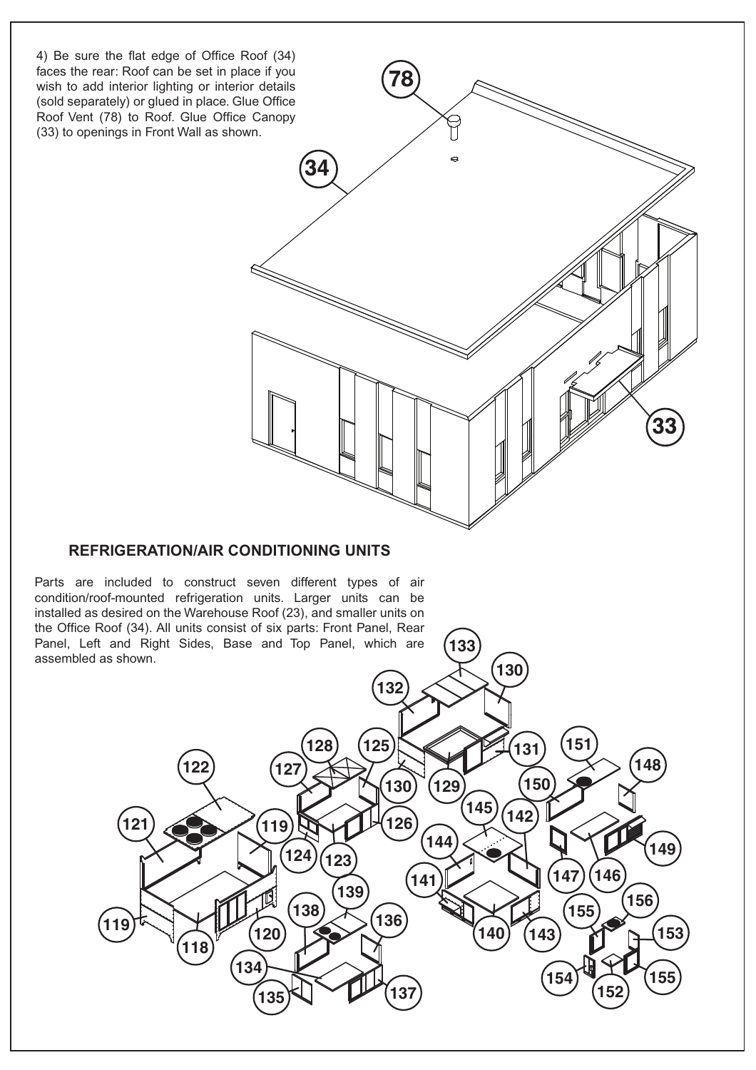4) Be sure the flat edge of Office Roof (34) faces the rear: Roof can be set in place if you wish to add interior lighting or interior details (sold separately) or glued in place. Glue Office Roof Vent (78) to Roof. Glue Office Canopy (33) to openings in Front Wall as shown.

## REFRIGERATION/AIR CONDITIONING UNITS

Parts are included to construct seven different types of air condition/roof-mounted refrigeration units. Larger units can be installed as desired on the Warehouse Roof (23), and smaller units on the Office Roof (34). All units consist of six parts: Front Panel, Rear Panel, Left and Right Sides, Base and Top Panel, which are assembled as shown.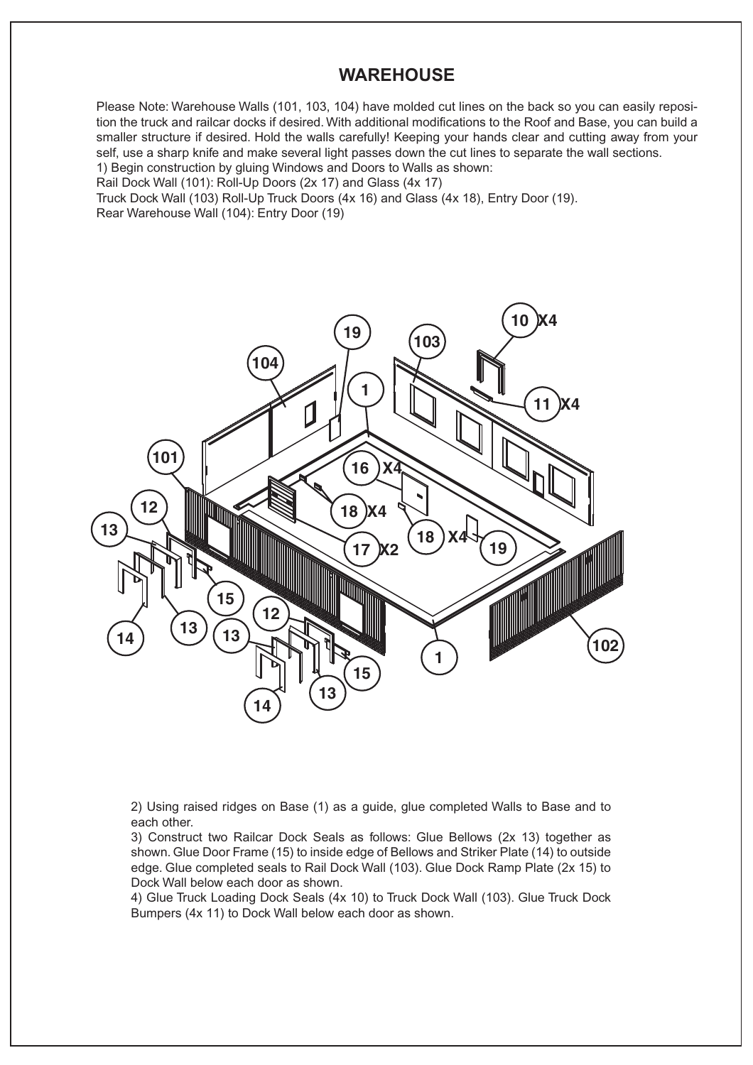# WAREHOUSE

Please Note: Warehouse Walls (101, 103, 104) have molded cut lines on the back so you can easily reposition the truck and railcar docks if desired. With additional modifications to the Roof and Base, you can build a smaller structure if desired. Hold the walls carefully! Keeping your hands clear and cutting away from your self, use a sharp knife and make several light passes down the cut lines to separate the wall sections.

1) Begin construction by gluing Windows and Doors to Walls as shown:

Rail Dock Wall (101): Roll-Up Doors (2x 17) and Glass (4x 17)

Truck Dock Wall (103) Roll-Up Truck Doors (4x 16) and Glass (4x 18), Entry Door (19).

Rear Warehouse Wall (104): Entry Door (19)

2) Using raised ridges on Base (1) as a guide, glue completed Walls to Base and to each other.

3) Construct two Railcar Dock Seals as follows: Glue Bellows (2x 13) together as shown. Glue Door Frame (15) to inside edge of Bellows and Striker Plate (14) to outside edge. Glue completed seals to Rail Dock Wall (103). Glue Dock Ramp Plate (2x 15) to Dock Wall below each door as shown.

4) Glue Truck Loading Dock Seals (4x 10) to Truck Dock Wall (103). Glue Truck Dock Bumpers (4x 11) to Dock Wall below each door as shown.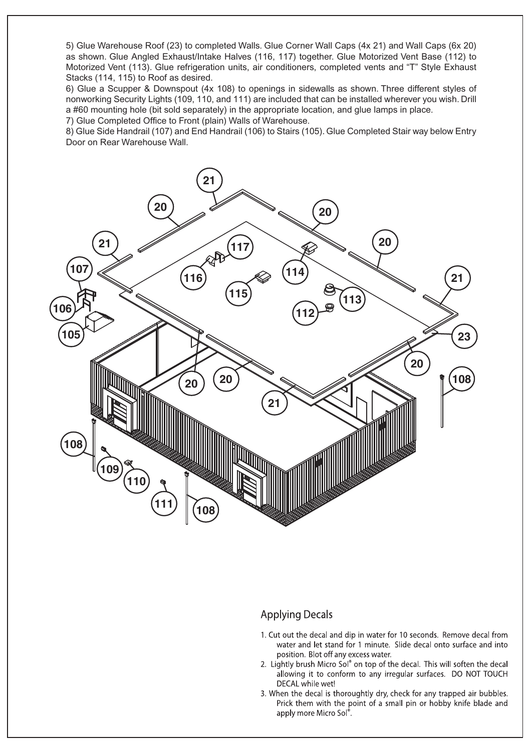5) Glue Warehouse Roof (23) to completed Walls. Glue Corner Wall Caps (4x 21) and Wall Caps (6x 20) as shown. Glue Angled Exhaust/Intake Halves (116, 117) together. Glue Motorized Vent Base (112) to Motorized Vent (113). Glue refrigeration units, air conditioners, completed vents and "T" Style Exhaust Stacks (114, 115) to Roof as desired.

6) Glue a Scupper & Downspout (4x 108) to openings in sidewalls as shown. Three different styles of nonworking Security Lights (109, 110, and 111) are included that can be installed wherever you wish. Drill a #60 mounting hole (bit sold separately) in the appropriate location, and glue lamps in place.

7) Glue Completed Office to Front (plain) Walls of Warehouse.

8) Glue Side Handrail (107) and End Handrail (106) to Stairs (105). Glue Completed Stair way below Entry Door on Rear Warehouse Wall.

21
20
20
20
21
117
107
116
114
21
115
113
106
112
105
23
20
20
20
108
21
108
109
110
111
108

## Applying Decals

1. Cut out the decal and dip in water for 10 seconds. Remove decal from water and let stand for 1 minute. Slide decal onto surface and into position. Blot off any excess water.
2. Lightly brush Micro Sol® on top of the decal. This will soften the decal allowing it to conform to any irregular surfaces. DO NOT TOUCH DECAL while wet!
3. When the decal is thoroughtly dry, check for any trapped air bubbles. Prick them with the point of a small pin or hobby knife blade and apply more Micro Sol®.